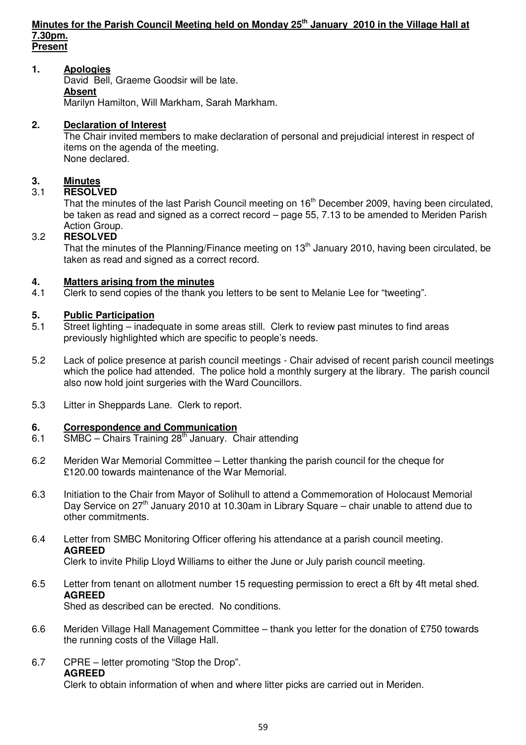**Minutes for the Parish Council Meeting held on Monday 25th January 2010 in the Village Hall at 7.30pm.**
**Present**

1. **Apologies**
   David Bell, Graeme Goodsir will be late.
   **Absent**
   Marilyn Hamilton, Will Markham, Sarah Markham.

2. **Declaration of Interest**
   The Chair invited members to make declaration of personal and prejudicial interest in respect of items on the agenda of the meeting.
   None declared.

3. **Minutes**

3.1 **RESOLVED**
That the minutes of the last Parish Council meeting on 16th December 2009, having been circulated, be taken as read and signed as a correct record – page 55, 7.13 to be amended to Meriden Parish Action Group.

3.2 **RESOLVED**
That the minutes of the Planning/Finance meeting on 13th January 2010, having been circulated, be taken as read and signed as a correct record.

4. **Matters arising from the minutes**

4.1 Clerk to send copies of the thank you letters to be sent to Melanie Lee for "tweeting".

5. **Public Participation**

5.1 Street lighting – inadequate in some areas still. Clerk to review past minutes to find areas previously highlighted which are specific to people's needs.

5.2 Lack of police presence at parish council meetings - Chair advised of recent parish council meetings which the police had attended. The police hold a monthly surgery at the library. The parish council also now hold joint surgeries with the Ward Councillors.

5.3 Litter in Sheppards Lane. Clerk to report.

6. **Correspondence and Communication**

6.1 SMBC – Chairs Training 28th January. Chair attending

6.2 Meriden War Memorial Committee – Letter thanking the parish council for the cheque for £120.00 towards maintenance of the War Memorial.

6.3 Initiation to the Chair from Mayor of Solihull to attend a Commemoration of Holocaust Memorial Day Service on 27th January 2010 at 10.30am in Library Square – chair unable to attend due to other commitments.

6.4 Letter from SMBC Monitoring Officer offering his attendance at a parish council meeting.
**AGREED**
Clerk to invite Philip Lloyd Williams to either the June or July parish council meeting.

6.5 Letter from tenant on allotment number 15 requesting permission to erect a 6ft by 4ft metal shed.
**AGREED**
Shed as described can be erected. No conditions.

6.6 Meriden Village Hall Management Committee – thank you letter for the donation of £750 towards the running costs of the Village Hall.

6.7 CPRE – letter promoting "Stop the Drop".
**AGREED**
Clerk to obtain information of when and where litter picks are carried out in Meriden.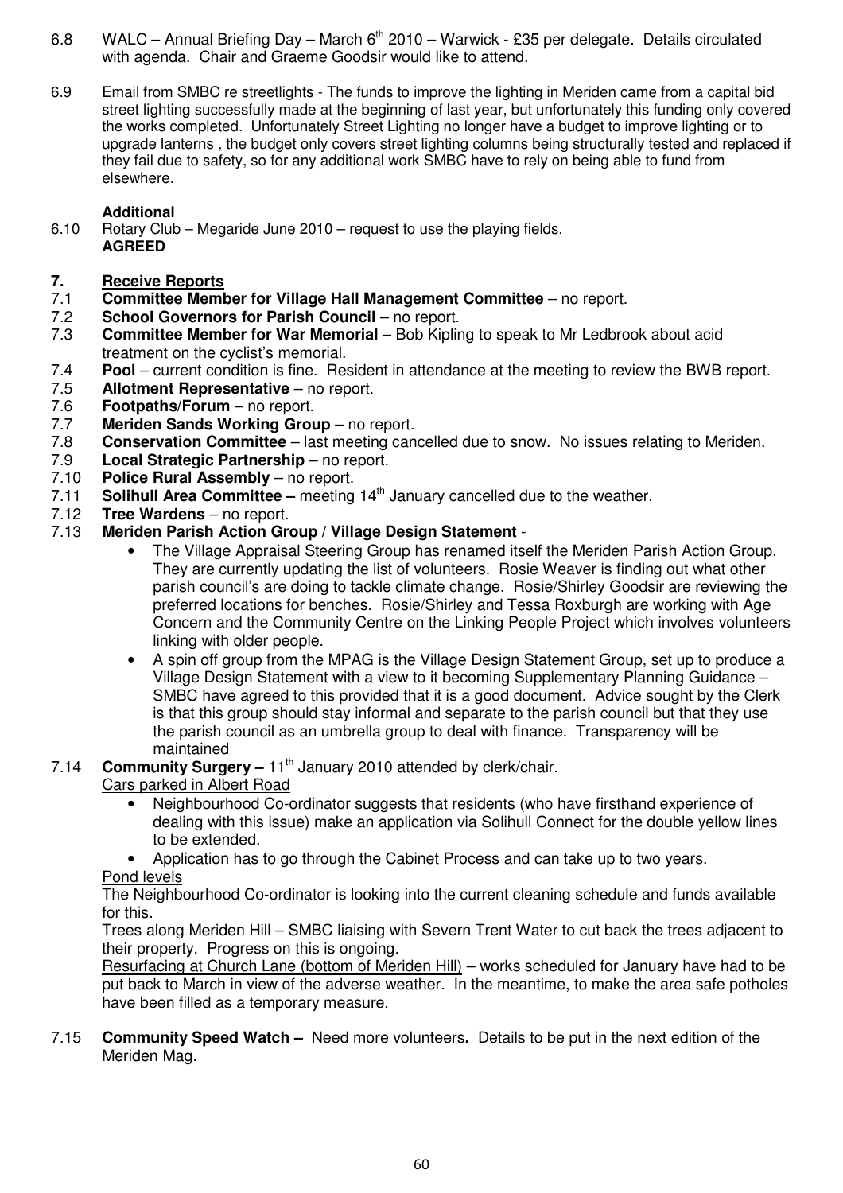6.8 WALC – Annual Briefing Day – March 6th 2010 – Warwick - £35 per delegate. Details circulated with agenda. Chair and Graeme Goodsir would like to attend.

6.9 Email from SMBC re streetlights - The funds to improve the lighting in Meriden came from a capital bid street lighting successfully made at the beginning of last year, but unfortunately this funding only covered the works completed. Unfortunately Street Lighting no longer have a budget to improve lighting or to upgrade lanterns , the budget only covers street lighting columns being structurally tested and replaced if they fail due to safety, so for any additional work SMBC have to rely on being able to fund from elsewhere.

**Additional**

6.10 Rotary Club – Megaride June 2010 – request to use the playing fields.
**AGREED**

## 7. Receive Reports

7.1 **Committee Member for Village Hall Management Committee** – no report.

7.2 **School Governors for Parish Council** – no report.

7.3 **Committee Member for War Memorial** – Bob Kipling to speak to Mr Ledbrook about acid treatment on the cyclist's memorial.

7.4 **Pool** – current condition is fine. Resident in attendance at the meeting to review the BWB report.

7.5 **Allotment Representative** – no report.

7.6 **Footpaths/Forum** – no report.

7.7 **Meriden Sands Working Group** – no report.

7.8 **Conservation Committee** – last meeting cancelled due to snow. No issues relating to Meriden.

7.9 **Local Strategic Partnership** – no report.

7.10 **Police Rural Assembly** – no report.

7.11 **Solihull Area Committee –** meeting 14th January cancelled due to the weather.

7.12 **Tree Wardens** – no report.

7.13 **Meriden Parish Action Group / Village Design Statement** -

- The Village Appraisal Steering Group has renamed itself the Meriden Parish Action Group. They are currently updating the list of volunteers. Rosie Weaver is finding out what other parish council's are doing to tackle climate change. Rosie/Shirley Goodsir are reviewing the preferred locations for benches. Rosie/Shirley and Tessa Roxburgh are working with Age Concern and the Community Centre on the Linking People Project which involves volunteers linking with older people.
- A spin off group from the MPAG is the Village Design Statement Group, set up to produce a Village Design Statement with a view to it becoming Supplementary Planning Guidance – SMBC have agreed to this provided that it is a good document. Advice sought by the Clerk is that this group should stay informal and separate to the parish council but that they use the parish council as an umbrella group to deal with finance. Transparency will be maintained

7.14 **Community Surgery –** 11th January 2010 attended by clerk/chair.

<u>Cars parked in Albert Road</u>

- Neighbourhood Co-ordinator suggests that residents (who have firsthand experience of dealing with this issue) make an application via Solihull Connect for the double yellow lines to be extended.
- Application has to go through the Cabinet Process and can take up to two years.

<u>Pond levels</u>

The Neighbourhood Co-ordinator is looking into the current cleaning schedule and funds available for this.

<u>Trees along Meriden Hill</u> – SMBC liaising with Severn Trent Water to cut back the trees adjacent to their property. Progress on this is ongoing.

<u>Resurfacing at Church Lane (bottom of Meriden Hill)</u> – works scheduled for January have had to be put back to March in view of the adverse weather. In the meantime, to make the area safe potholes have been filled as a temporary measure.

7.15 **Community Speed Watch –** Need more volunteers**.** Details to be put in the next edition of the Meriden Mag.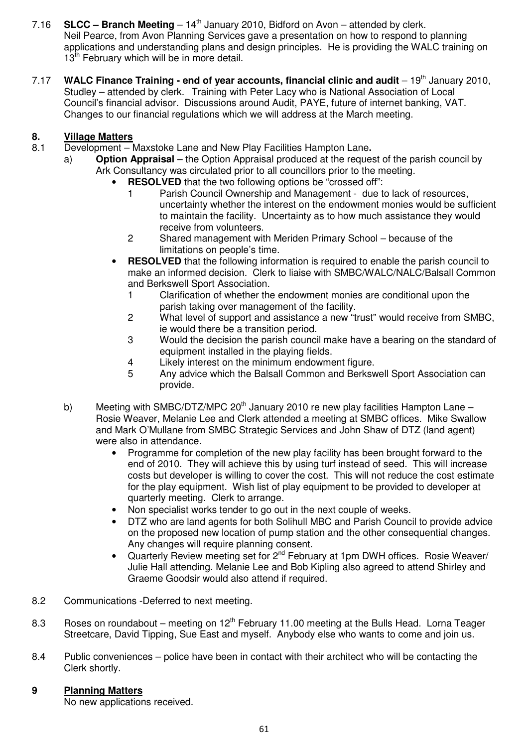7.16 **SLCC – Branch Meeting** – 14th January 2010, Bidford on Avon – attended by clerk. Neil Pearce, from Avon Planning Services gave a presentation on how to respond to planning applications and understanding plans and design principles. He is providing the WALC training on 13th February which will be in more detail.

7.17 **WALC Finance Training - end of year accounts, financial clinic and audit** – 19th January 2010, Studley – attended by clerk. Training with Peter Lacy who is National Association of Local Council's financial advisor. Discussions around Audit, PAYE, future of internet banking, VAT. Changes to our financial regulations which we will address at the March meeting.

## 8. Village Matters

8.1 Development – Maxstoke Lane and New Play Facilities Hampton Lane**.**

a) **Option Appraisal** – the Option Appraisal produced at the request of the parish council by Ark Consultancy was circulated prior to all councillors prior to the meeting.

- **RESOLVED** that the two following options be "crossed off":
  1. Parish Council Ownership and Management - due to lack of resources, uncertainty whether the interest on the endowment monies would be sufficient to maintain the facility. Uncertainty as to how much assistance they would receive from volunteers.
  2. Shared management with Meriden Primary School – because of the limitations on people's time.
- **RESOLVED** that the following information is required to enable the parish council to make an informed decision. Clerk to liaise with SMBC/WALC/NALC/Balsall Common and Berkswell Sport Association.
  1. Clarification of whether the endowment monies are conditional upon the parish taking over management of the facility.
  2. What level of support and assistance a new "trust" would receive from SMBC, ie would there be a transition period.
  3. Would the decision the parish council make have a bearing on the standard of equipment installed in the playing fields.
  4. Likely interest on the minimum endowment figure.
  5. Any advice which the Balsall Common and Berkswell Sport Association can provide.

b) Meeting with SMBC/DTZ/MPC 20th January 2010 re new play facilities Hampton Lane – Rosie Weaver, Melanie Lee and Clerk attended a meeting at SMBC offices. Mike Swallow and Mark O'Mullane from SMBC Strategic Services and John Shaw of DTZ (land agent) were also in attendance.

- Programme for completion of the new play facility has been brought forward to the end of 2010. They will achieve this by using turf instead of seed. This will increase costs but developer is willing to cover the cost. This will not reduce the cost estimate for the play equipment. Wish list of play equipment to be provided to developer at quarterly meeting. Clerk to arrange.
- Non specialist works tender to go out in the next couple of weeks.
- DTZ who are land agents for both Solihull MBC and Parish Council to provide advice on the proposed new location of pump station and the other consequential changes. Any changes will require planning consent.
- Quarterly Review meeting set for 2nd February at 1pm DWH offices. Rosie Weaver/ Julie Hall attending. Melanie Lee and Bob Kipling also agreed to attend Shirley and Graeme Goodsir would also attend if required.

8.2 Communications -Deferred to next meeting.

8.3 Roses on roundabout – meeting on 12th February 11.00 meeting at the Bulls Head. Lorna Teager Streetcare, David Tipping, Sue East and myself. Anybody else who wants to come and join us.

8.4 Public conveniences – police have been in contact with their architect who will be contacting the Clerk shortly.

## 9 Planning Matters

No new applications received.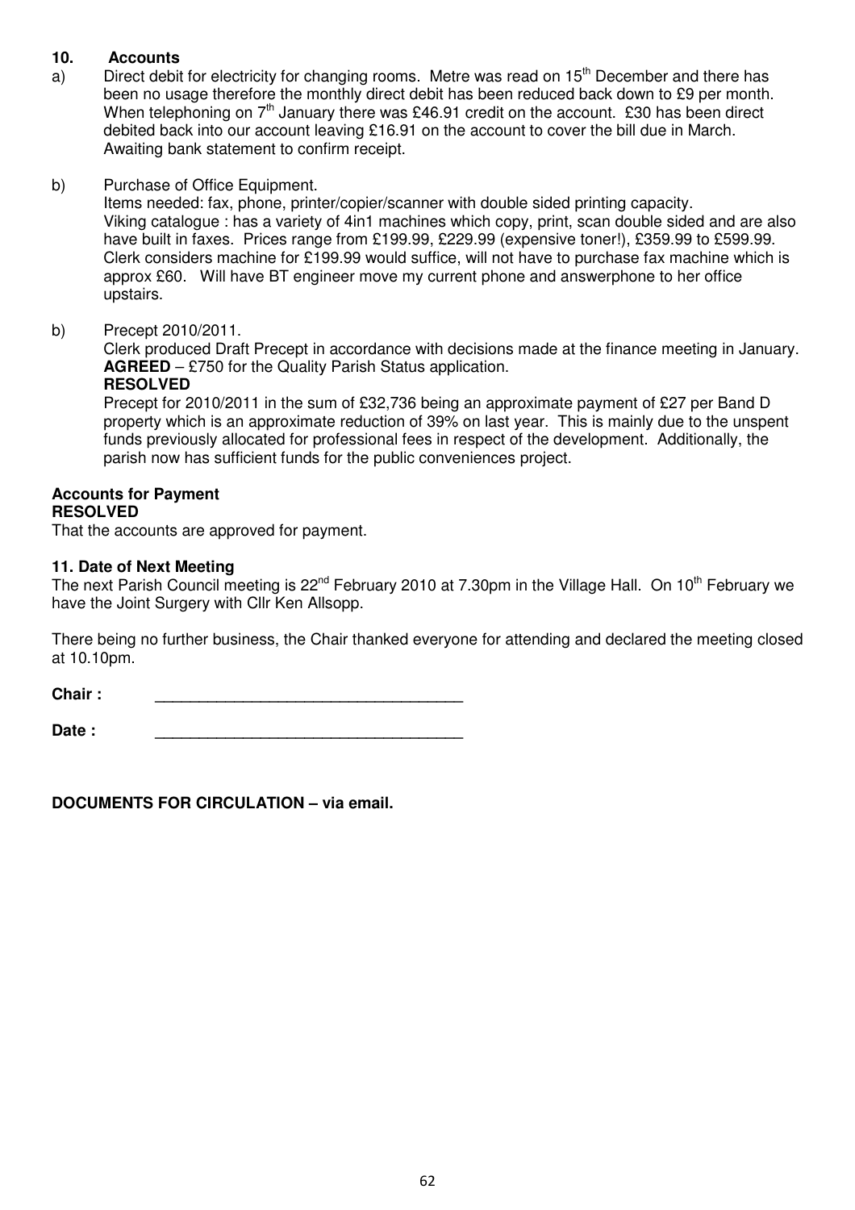## 10. Accounts

a) Direct debit for electricity for changing rooms. Metre was read on 15th December and there has been no usage therefore the monthly direct debit has been reduced back down to £9 per month. When telephoning on 7th January there was £46.91 credit on the account. £30 has been direct debited back into our account leaving £16.91 on the account to cover the bill due in March. Awaiting bank statement to confirm receipt.

b) Purchase of Office Equipment.
Items needed: fax, phone, printer/copier/scanner with double sided printing capacity.
Viking catalogue : has a variety of 4in1 machines which copy, print, scan double sided and are also have built in faxes. Prices range from £199.99, £229.99 (expensive toner!), £359.99 to £599.99. Clerk considers machine for £199.99 would suffice, will not have to purchase fax machine which is approx £60. Will have BT engineer move my current phone and answerphone to her office upstairs.

b) Precept 2010/2011.
Clerk produced Draft Precept in accordance with decisions made at the finance meeting in January.
**AGREED** – £750 for the Quality Parish Status application.
**RESOLVED**
Precept for 2010/2011 in the sum of £32,736 being an approximate payment of £27 per Band D property which is an approximate reduction of 39% on last year. This is mainly due to the unspent funds previously allocated for professional fees in respect of the development. Additionally, the parish now has sufficient funds for the public conveniences project.

**Accounts for Payment**
**RESOLVED**
That the accounts are approved for payment.

## 11. Date of Next Meeting

The next Parish Council meeting is 22nd February 2010 at 7.30pm in the Village Hall. On 10th February we have the Joint Surgery with Cllr Ken Allsopp.

There being no further business, the Chair thanked everyone for attending and declared the meeting closed at 10.10pm.

**Chair :** ___________________________________

**Date :** ___________________________________

**DOCUMENTS FOR CIRCULATION – via email.**